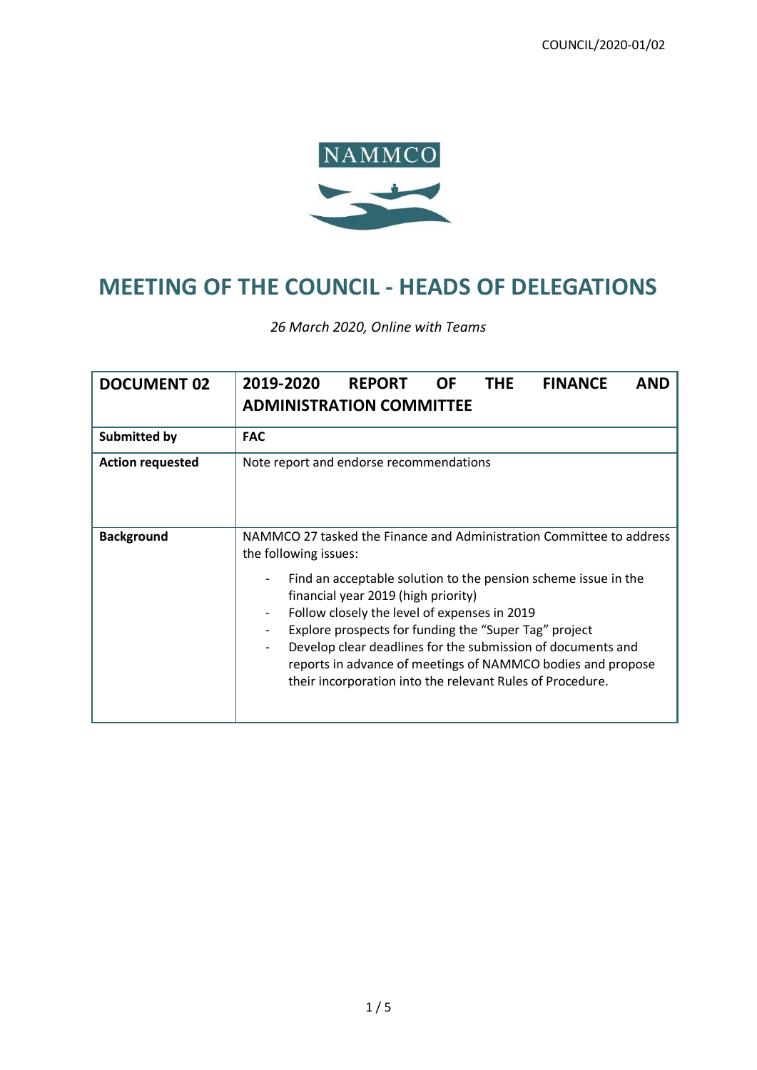COUNCIL/2020-01/02

NAMMCO

# MEETING OF THE COUNCIL - HEADS OF DELEGATIONS

*26 March 2020, Online with Teams*

| **DOCUMENT 02** | **2019-2020 REPORT OF THE FINANCE AND ADMINISTRATION COMMITTEE** |
|---|---|
| **Submitted by** | **FAC** |
| **Action requested** | Note report and endorse recommendations |
| **Background** | NAMMCO 27 tasked the Finance and Administration Committee to address the following issues:<br>- Find an acceptable solution to the pension scheme issue in the financial year 2019 (high priority)<br>- Follow closely the level of expenses in 2019<br>- Explore prospects for funding the "Super Tag" project<br>- Develop clear deadlines for the submission of documents and reports in advance of meetings of NAMMCO bodies and propose their incorporation into the relevant Rules of Procedure. |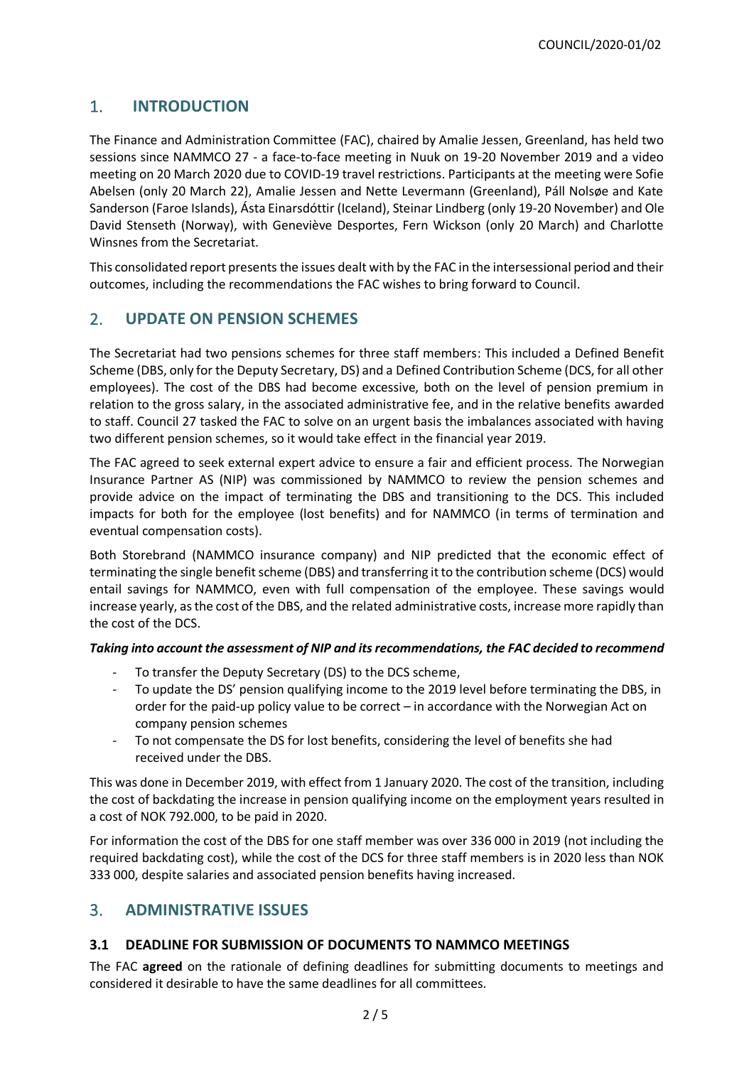## 1. INTRODUCTION

The Finance and Administration Committee (FAC), chaired by Amalie Jessen, Greenland, has held two sessions since NAMMCO 27 - a face-to-face meeting in Nuuk on 19-20 November 2019 and a video meeting on 20 March 2020 due to COVID-19 travel restrictions. Participants at the meeting were Sofie Abelsen (only 20 March 22), Amalie Jessen and Nette Levermann (Greenland), Páll Nolsøe and Kate Sanderson (Faroe Islands), Ásta Einarsdóttir (Iceland), Steinar Lindberg (only 19-20 November) and Ole David Stenseth (Norway), with Geneviève Desportes, Fern Wickson (only 20 March) and Charlotte Winsnes from the Secretariat.

This consolidated report presents the issues dealt with by the FAC in the intersessional period and their outcomes, including the recommendations the FAC wishes to bring forward to Council.

## 2. UPDATE ON PENSION SCHEMES

The Secretariat had two pensions schemes for three staff members: This included a Defined Benefit Scheme (DBS, only for the Deputy Secretary, DS) and a Defined Contribution Scheme (DCS, for all other employees). The cost of the DBS had become excessive, both on the level of pension premium in relation to the gross salary, in the associated administrative fee, and in the relative benefits awarded to staff. Council 27 tasked the FAC to solve on an urgent basis the imbalances associated with having two different pension schemes, so it would take effect in the financial year 2019.

The FAC agreed to seek external expert advice to ensure a fair and efficient process. The Norwegian Insurance Partner AS (NIP) was commissioned by NAMMCO to review the pension schemes and provide advice on the impact of terminating the DBS and transitioning to the DCS. This included impacts for both for the employee (lost benefits) and for NAMMCO (in terms of termination and eventual compensation costs).

Both Storebrand (NAMMCO insurance company) and NIP predicted that the economic effect of terminating the single benefit scheme (DBS) and transferring it to the contribution scheme (DCS) would entail savings for NAMMCO, even with full compensation of the employee. These savings would increase yearly, as the cost of the DBS, and the related administrative costs, increase more rapidly than the cost of the DCS.

***Taking into account the assessment of NIP and its recommendations, the FAC decided to recommend***

- To transfer the Deputy Secretary (DS) to the DCS scheme,
- To update the DS' pension qualifying income to the 2019 level before terminating the DBS, in order for the paid-up policy value to be correct – in accordance with the Norwegian Act on company pension schemes
- To not compensate the DS for lost benefits, considering the level of benefits she had received under the DBS.

This was done in December 2019, with effect from 1 January 2020. The cost of the transition, including the cost of backdating the increase in pension qualifying income on the employment years resulted in a cost of NOK 792.000, to be paid in 2020.

For information the cost of the DBS for one staff member was over 336 000 in 2019 (not including the required backdating cost), while the cost of the DCS for three staff members is in 2020 less than NOK 333 000, despite salaries and associated pension benefits having increased.

## 3. ADMINISTRATIVE ISSUES

### 3.1 DEADLINE FOR SUBMISSION OF DOCUMENTS TO NAMMCO MEETINGS

The FAC **agreed** on the rationale of defining deadlines for submitting documents to meetings and considered it desirable to have the same deadlines for all committees.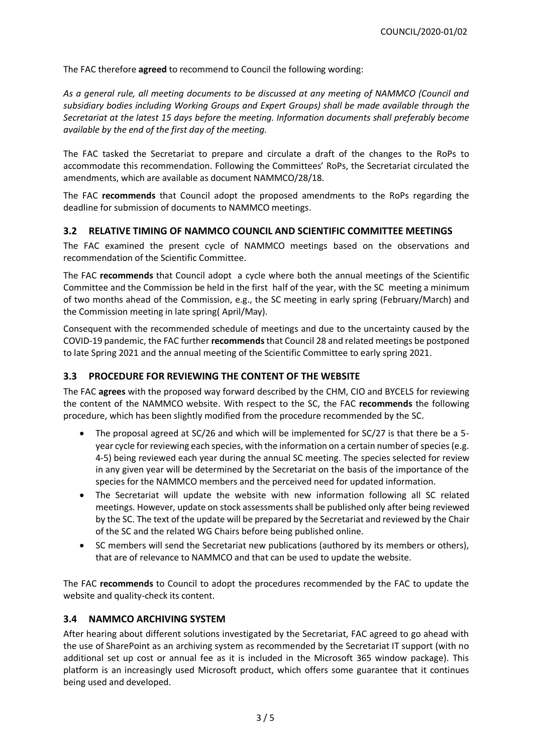The FAC therefore **agreed** to recommend to Council the following wording:

*As a general rule, all meeting documents to be discussed at any meeting of NAMMCO (Council and subsidiary bodies including Working Groups and Expert Groups) shall be made available through the Secretariat at the latest 15 days before the meeting. Information documents shall preferably become available by the end of the first day of the meeting.*

The FAC tasked the Secretariat to prepare and circulate a draft of the changes to the RoPs to accommodate this recommendation. Following the Committees' RoPs, the Secretariat circulated the amendments, which are available as document NAMMCO/28/18.

The FAC **recommends** that Council adopt the proposed amendments to the RoPs regarding the deadline for submission of documents to NAMMCO meetings.

### 3.2 RELATIVE TIMING OF NAMMCO COUNCIL AND SCIENTIFIC COMMITTEE MEETINGS

The FAC examined the present cycle of NAMMCO meetings based on the observations and recommendation of the Scientific Committee.

The FAC **recommends** that Council adopt a cycle where both the annual meetings of the Scientific Committee and the Commission be held in the first half of the year, with the SC meeting a minimum of two months ahead of the Commission, e.g., the SC meeting in early spring (February/March) and the Commission meeting in late spring( April/May).

Consequent with the recommended schedule of meetings and due to the uncertainty caused by the COVID-19 pandemic, the FAC further **recommends** that Council 28 and related meetings be postponed to late Spring 2021 and the annual meeting of the Scientific Committee to early spring 2021.

### 3.3 PROCEDURE FOR REVIEWING THE CONTENT OF THE WEBSITE

The FAC **agrees** with the proposed way forward described by the CHM, CIO and BYCELS for reviewing the content of the NAMMCO website. With respect to the SC, the FAC **recommends** the following procedure, which has been slightly modified from the procedure recommended by the SC.

- The proposal agreed at SC/26 and which will be implemented for SC/27 is that there be a 5-year cycle for reviewing each species, with the information on a certain number of species (e.g. 4-5) being reviewed each year during the annual SC meeting. The species selected for review in any given year will be determined by the Secretariat on the basis of the importance of the species for the NAMMCO members and the perceived need for updated information.
- The Secretariat will update the website with new information following all SC related meetings. However, update on stock assessments shall be published only after being reviewed by the SC. The text of the update will be prepared by the Secretariat and reviewed by the Chair of the SC and the related WG Chairs before being published online.
- SC members will send the Secretariat new publications (authored by its members or others), that are of relevance to NAMMCO and that can be used to update the website.

The FAC **recommends** to Council to adopt the procedures recommended by the FAC to update the website and quality-check its content.

### 3.4 NAMMCO ARCHIVING SYSTEM

After hearing about different solutions investigated by the Secretariat, FAC agreed to go ahead with the use of SharePoint as an archiving system as recommended by the Secretariat IT support (with no additional set up cost or annual fee as it is included in the Microsoft 365 window package). This platform is an increasingly used Microsoft product, which offers some guarantee that it continues being used and developed.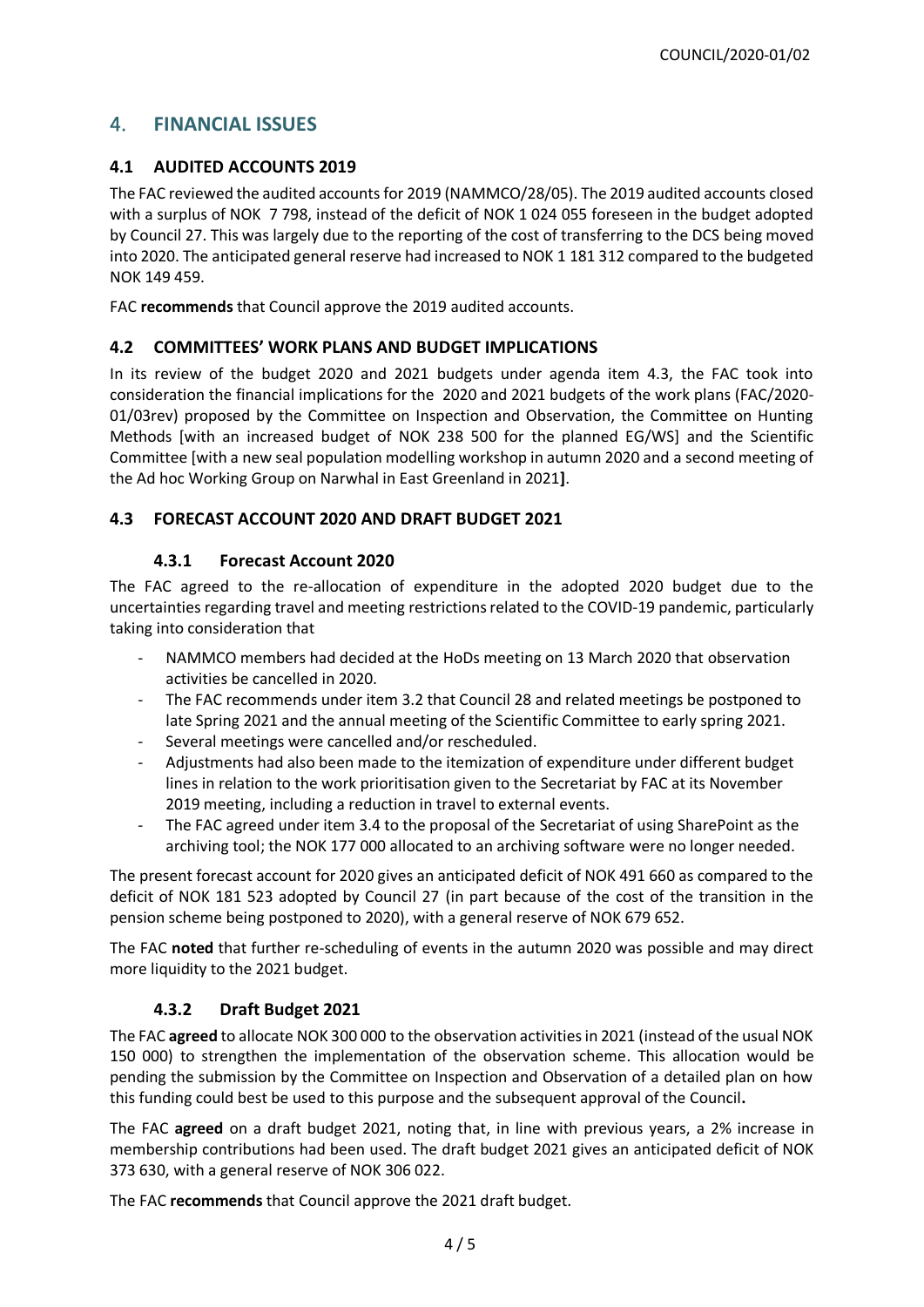## 4. FINANCIAL ISSUES

### 4.1 AUDITED ACCOUNTS 2019

The FAC reviewed the audited accounts for 2019 (NAMMCO/28/05). The 2019 audited accounts closed with a surplus of NOK 7 798, instead of the deficit of NOK 1 024 055 foreseen in the budget adopted by Council 27. This was largely due to the reporting of the cost of transferring to the DCS being moved into 2020. The anticipated general reserve had increased to NOK 1 181 312 compared to the budgeted NOK 149 459.

FAC **recommends** that Council approve the 2019 audited accounts.

### 4.2 COMMITTEES' WORK PLANS AND BUDGET IMPLICATIONS

In its review of the budget 2020 and 2021 budgets under agenda item 4.3, the FAC took into consideration the financial implications for the 2020 and 2021 budgets of the work plans (FAC/2020-01/03rev) proposed by the Committee on Inspection and Observation, the Committee on Hunting Methods [with an increased budget of NOK 238 500 for the planned EG/WS] and the Scientific Committee [with a new seal population modelling workshop in autumn 2020 and a second meeting of the Ad hoc Working Group on Narwhal in East Greenland in 2021**]**.

### 4.3 FORECAST ACCOUNT 2020 AND DRAFT BUDGET 2021

#### 4.3.1 Forecast Account 2020

The FAC agreed to the re-allocation of expenditure in the adopted 2020 budget due to the uncertainties regarding travel and meeting restrictions related to the COVID-19 pandemic, particularly taking into consideration that

- NAMMCO members had decided at the HoDs meeting on 13 March 2020 that observation activities be cancelled in 2020.
- The FAC recommends under item 3.2 that Council 28 and related meetings be postponed to late Spring 2021 and the annual meeting of the Scientific Committee to early spring 2021.
- Several meetings were cancelled and/or rescheduled.
- Adjustments had also been made to the itemization of expenditure under different budget lines in relation to the work prioritisation given to the Secretariat by FAC at its November 2019 meeting, including a reduction in travel to external events.
- The FAC agreed under item 3.4 to the proposal of the Secretariat of using SharePoint as the archiving tool; the NOK 177 000 allocated to an archiving software were no longer needed.

The present forecast account for 2020 gives an anticipated deficit of NOK 491 660 as compared to the deficit of NOK 181 523 adopted by Council 27 (in part because of the cost of the transition in the pension scheme being postponed to 2020), with a general reserve of NOK 679 652.

The FAC **noted** that further re-scheduling of events in the autumn 2020 was possible and may direct more liquidity to the 2021 budget.

#### 4.3.2 Draft Budget 2021

The FAC **agreed** to allocate NOK 300 000 to the observation activities in 2021 (instead of the usual NOK 150 000) to strengthen the implementation of the observation scheme. This allocation would be pending the submission by the Committee on Inspection and Observation of a detailed plan on how this funding could best be used to this purpose and the subsequent approval of the Council**.**

The FAC **agreed** on a draft budget 2021, noting that, in line with previous years, a 2% increase in membership contributions had been used. The draft budget 2021 gives an anticipated deficit of NOK 373 630, with a general reserve of NOK 306 022.

The FAC **recommends** that Council approve the 2021 draft budget.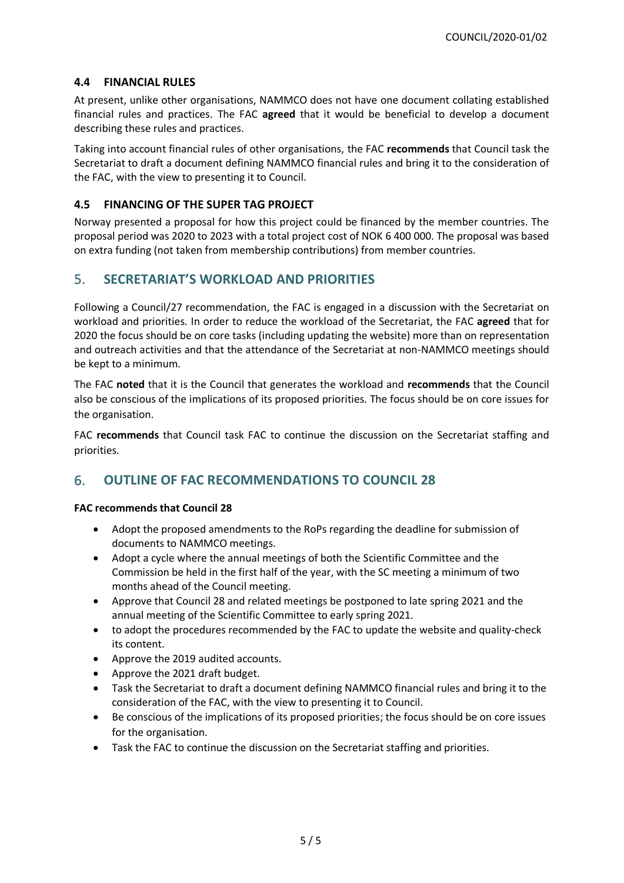### 4.4 FINANCIAL RULES

At present, unlike other organisations, NAMMCO does not have one document collating established financial rules and practices. The FAC **agreed** that it would be beneficial to develop a document describing these rules and practices.

Taking into account financial rules of other organisations, the FAC **recommends** that Council task the Secretariat to draft a document defining NAMMCO financial rules and bring it to the consideration of the FAC, with the view to presenting it to Council.

### 4.5 FINANCING OF THE SUPER TAG PROJECT

Norway presented a proposal for how this project could be financed by the member countries. The proposal period was 2020 to 2023 with a total project cost of NOK 6 400 000. The proposal was based on extra funding (not taken from membership contributions) from member countries.

## 5. SECRETARIAT'S WORKLOAD AND PRIORITIES

Following a Council/27 recommendation, the FAC is engaged in a discussion with the Secretariat on workload and priorities. In order to reduce the workload of the Secretariat, the FAC **agreed** that for 2020 the focus should be on core tasks (including updating the website) more than on representation and outreach activities and that the attendance of the Secretariat at non-NAMMCO meetings should be kept to a minimum.

The FAC **noted** that it is the Council that generates the workload and **recommends** that the Council also be conscious of the implications of its proposed priorities. The focus should be on core issues for the organisation.

FAC **recommends** that Council task FAC to continue the discussion on the Secretariat staffing and priorities.

## 6. OUTLINE OF FAC RECOMMENDATIONS TO COUNCIL 28

**FAC recommends that Council 28**

- Adopt the proposed amendments to the RoPs regarding the deadline for submission of documents to NAMMCO meetings.
- Adopt a cycle where the annual meetings of both the Scientific Committee and the Commission be held in the first half of the year, with the SC meeting a minimum of two months ahead of the Council meeting.
- Approve that Council 28 and related meetings be postponed to late spring 2021 and the annual meeting of the Scientific Committee to early spring 2021.
- to adopt the procedures recommended by the FAC to update the website and quality-check its content.
- Approve the 2019 audited accounts.
- Approve the 2021 draft budget.
- Task the Secretariat to draft a document defining NAMMCO financial rules and bring it to the consideration of the FAC, with the view to presenting it to Council.
- Be conscious of the implications of its proposed priorities; the focus should be on core issues for the organisation.
- Task the FAC to continue the discussion on the Secretariat staffing and priorities.